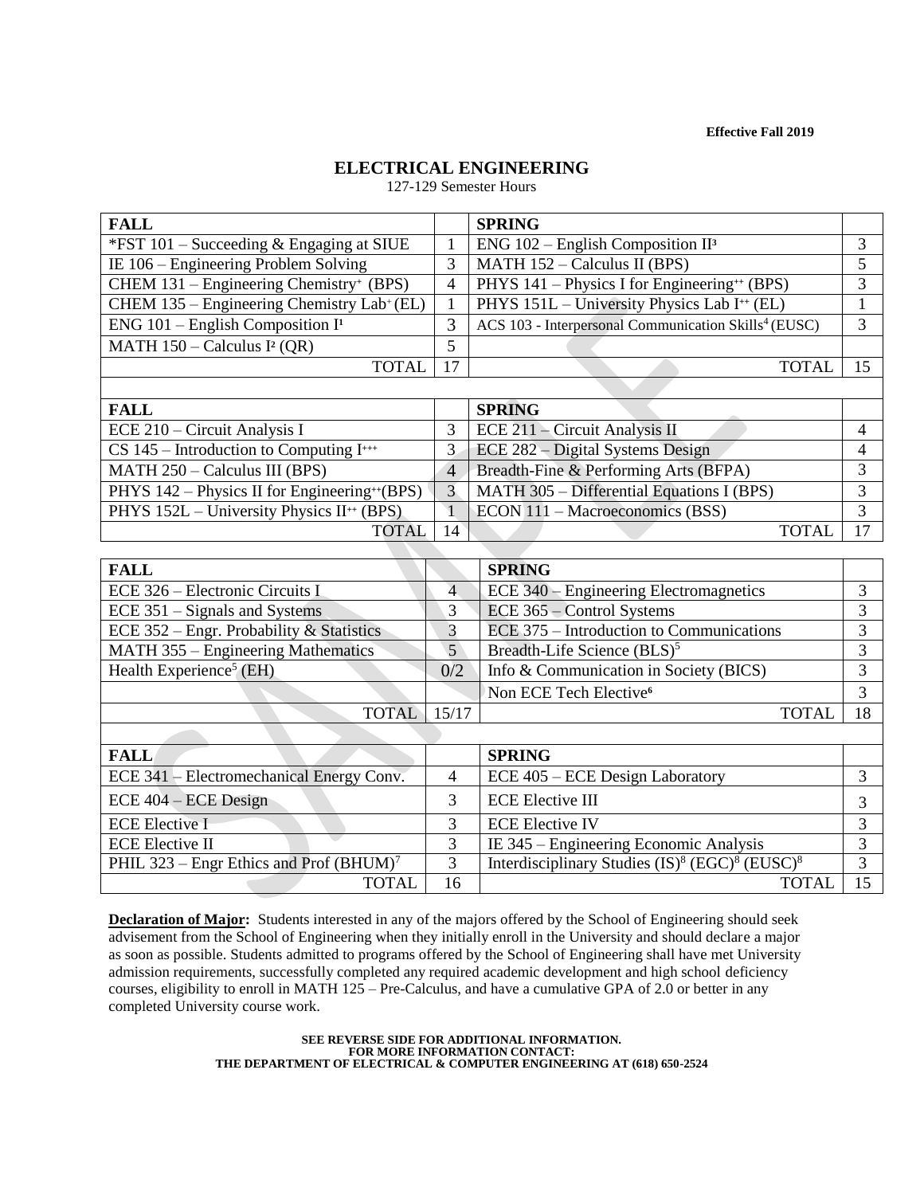**Effective Fall 2019**

# ELECTRICAL ENGINEERING

127-129 Semester Hours

| FALL | | SPRING | |
|---|---|---|---|
| *FST 101 – Succeeding & Engaging at SIUE | 1 | ENG 102 – English Composition II[3] | 3 |
| IE 106 – Engineering Problem Solving | 3 | MATH 152 – Calculus II (BPS) | 5 |
| CHEM 131 – Engineering Chemistry[+] (BPS) | 4 | PHYS 141 – Physics I for Engineering[++] (BPS) | 3 |
| CHEM 135 – Engineering Chemistry Lab[+] (EL) | 1 | PHYS 151L – University Physics Lab I[++] (EL) | 1 |
| ENG 101 – English Composition I[1] | 3 | ACS 103 - Interpersonal Communication Skills[4] (EUSC) | 3 |
| MATH 150 – Calculus I[2] (QR) | 5 | | |
| TOTAL | 17 | TOTAL | 15 |

| FALL | | SPRING | |
|---|---|---|---|
| ECE 210 – Circuit Analysis I | 3 | ECE 211 – Circuit Analysis II | 4 |
| CS 145 – Introduction to Computing I[+++] | 3 | ECE 282 – Digital Systems Design | 4 |
| MATH 250 – Calculus III (BPS) | 4 | Breadth-Fine & Performing Arts (BFPA) | 3 |
| PHYS 142 – Physics II for Engineering[++] (BPS) | 3 | MATH 305 – Differential Equations I (BPS) | 3 |
| PHYS 152L – University Physics II[++] (BPS) | 1 | ECON 111 – Macroeconomics (BSS) | 3 |
| TOTAL | 14 | TOTAL | 17 |

| FALL | | SPRING | |
|---|---|---|---|
| ECE 326 – Electronic Circuits I | 4 | ECE 340 – Engineering Electromagnetics | 3 |
| ECE 351 – Signals and Systems | 3 | ECE 365 – Control Systems | 3 |
| ECE 352 – Engr. Probability & Statistics | 3 | ECE 375 – Introduction to Communications | 3 |
| MATH 355 – Engineering Mathematics | 5 | Breadth-Life Science (BLS)[5] | 3 |
| Health Experience[5] (EH) | 0/2 | Info & Communication in Society (BICS) | 3 |
| | | Non ECE Tech Elective[6] | 3 |
| TOTAL | 15/17 | TOTAL | 18 |

| FALL | | SPRING | |
|---|---|---|---|
| ECE 341 – Electromechanical Energy Conv. | 4 | ECE 405 – ECE Design Laboratory | 3 |
| ECE 404 – ECE Design | 3 | ECE Elective III | 3 |
| ECE Elective I | 3 | ECE Elective IV | 3 |
| ECE Elective II | 3 | IE 345 – Engineering Economic Analysis | 3 |
| PHIL 323 – Engr Ethics and Prof (BHUM)[7] | 3 | Interdisciplinary Studies (IS)[8] (EGC)[8] (EUSC)[8] | 3 |
| TOTAL | 16 | TOTAL | 15 |

**Declaration of Major:** Students interested in any of the majors offered by the School of Engineering should seek advisement from the School of Engineering when they initially enroll in the University and should declare a major as soon as possible. Students admitted to programs offered by the School of Engineering shall have met University admission requirements, successfully completed any required academic development and high school deficiency courses, eligibility to enroll in MATH 125 – Pre-Calculus, and have a cumulative GPA of 2.0 or better in any completed University course work.

**SEE REVERSE SIDE FOR ADDITIONAL INFORMATION.**
**FOR MORE INFORMATION CONTACT:**
**THE DEPARTMENT OF ELECTRICAL & COMPUTER ENGINEERING AT (618) 650-2524**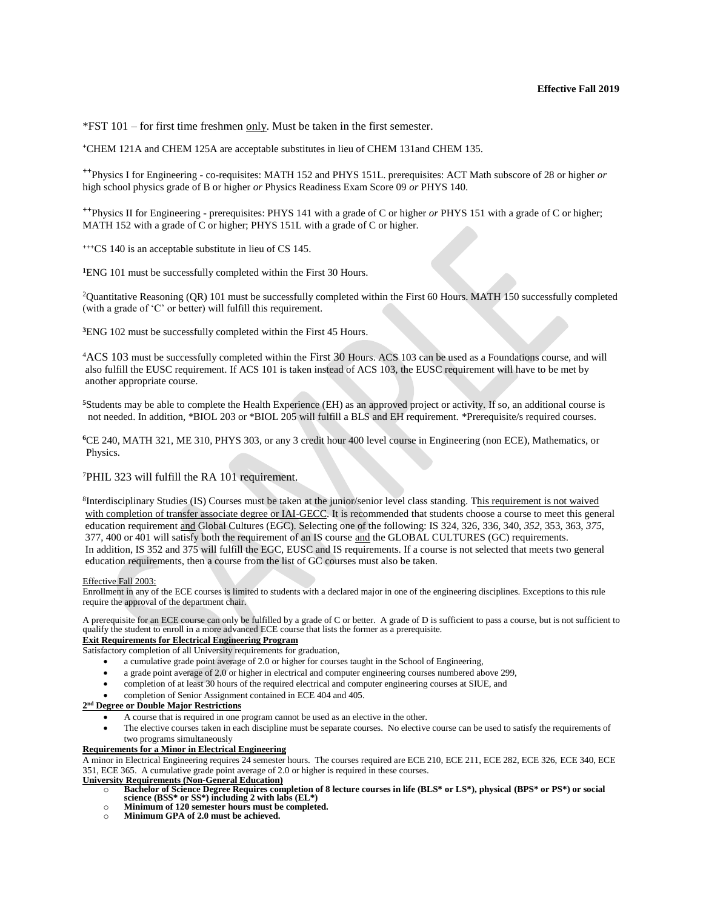**Effective Fall 2019**

*FST 101 – for first time freshmen only. Must be taken in the first semester.

[+]CHEM 121A and CHEM 125A are acceptable substitutes in lieu of CHEM 131and CHEM 135.

[++]Physics I for Engineering - co-requisites: MATH 152 and PHYS 151L. prerequisites: ACT Math subscore of 28 or higher *or* high school physics grade of B or higher *or* Physics Readiness Exam Score 09 *or* PHYS 140.

[++]Physics II for Engineering - prerequisites: PHYS 141 with a grade of C or higher *or* PHYS 151 with a grade of C or higher; MATH 152 with a grade of C or higher; PHYS 151L with a grade of C or higher.

[+++]CS 140 is an acceptable substitute in lieu of CS 145.

[1]ENG 101 must be successfully completed within the First 30 Hours.

[2]Quantitative Reasoning (QR) 101 must be successfully completed within the First 60 Hours. MATH 150 successfully completed (with a grade of 'C' or better) will fulfill this requirement.

[3]ENG 102 must be successfully completed within the First 45 Hours.

[4]ACS 103 must be successfully completed within the First 30 Hours. ACS 103 can be used as a Foundations course, and will also fulfill the EUSC requirement. If ACS 101 is taken instead of ACS 103, the EUSC requirement will have to be met by another appropriate course.

[5]Students may be able to complete the Health Experience (EH) as an approved project or activity. If so, an additional course is not needed. In addition, *BIOL 203 or *BIOL 205 will fulfill a BLS and EH requirement. *Prerequisite/s required courses.

[6]CE 240, MATH 321, ME 310, PHYS 303, or any 3 credit hour 400 level course in Engineering (non ECE), Mathematics, or Physics.

[7]PHIL 323 will fulfill the RA 101 requirement.

[8]Interdisciplinary Studies (IS) Courses must be taken at the junior/senior level class standing. This requirement is not waived with completion of transfer associate degree or IAI-GECC. It is recommended that students choose a course to meet this general education requirement and Global Cultures (EGC). Selecting one of the following: IS 324, 326, 336, 340, *352*, 353, 363, *375*, 377, 400 or 401 will satisfy both the requirement of an IS course and the GLOBAL CULTURES (GC) requirements. In addition, IS 352 and 375 will fulfill the EGC, EUSC and IS requirements. If a course is not selected that meets two general education requirements, then a course from the list of GC courses must also be taken.

Effective Fall 2003:
Enrollment in any of the ECE courses is limited to students with a declared major in one of the engineering disciplines. Exceptions to this rule require the approval of the department chair.

A prerequisite for an ECE course can only be fulfilled by a grade of C or better. A grade of D is sufficient to pass a course, but is not sufficient to qualify the student to enroll in a more advanced ECE course that lists the former as a prerequisite.

**Exit Requirements for Electrical Engineering Program**

Satisfactory completion of all University requirements for graduation,

- a cumulative grade point average of 2.0 or higher for courses taught in the School of Engineering,
- a grade point average of 2.0 or higher in electrical and computer engineering courses numbered above 299,
- completion of at least 30 hours of the required electrical and computer engineering courses at SIUE, and
- completion of Senior Assignment contained in ECE 404 and 405.

**2nd Degree or Double Major Restrictions**

- A course that is required in one program cannot be used as an elective in the other.
- The elective courses taken in each discipline must be separate courses. No elective course can be used to satisfy the requirements of two programs simultaneously

**Requirements for a Minor in Electrical Engineering**

A minor in Electrical Engineering requires 24 semester hours. The courses required are ECE 210, ECE 211, ECE 282, ECE 326, ECE 340, ECE 351, ECE 365. A cumulative grade point average of 2.0 or higher is required in these courses.

**University Requirements (Non-General Education)**

- **Bachelor of Science Degree Requires completion of 8 lecture courses in life (BLS* or LS*), physical (BPS* or PS*) or social science (BSS* or SS*) including 2 with labs (EL*)**
- **Minimum of 120 semester hours must be completed.**
- **Minimum GPA of 2.0 must be achieved.**